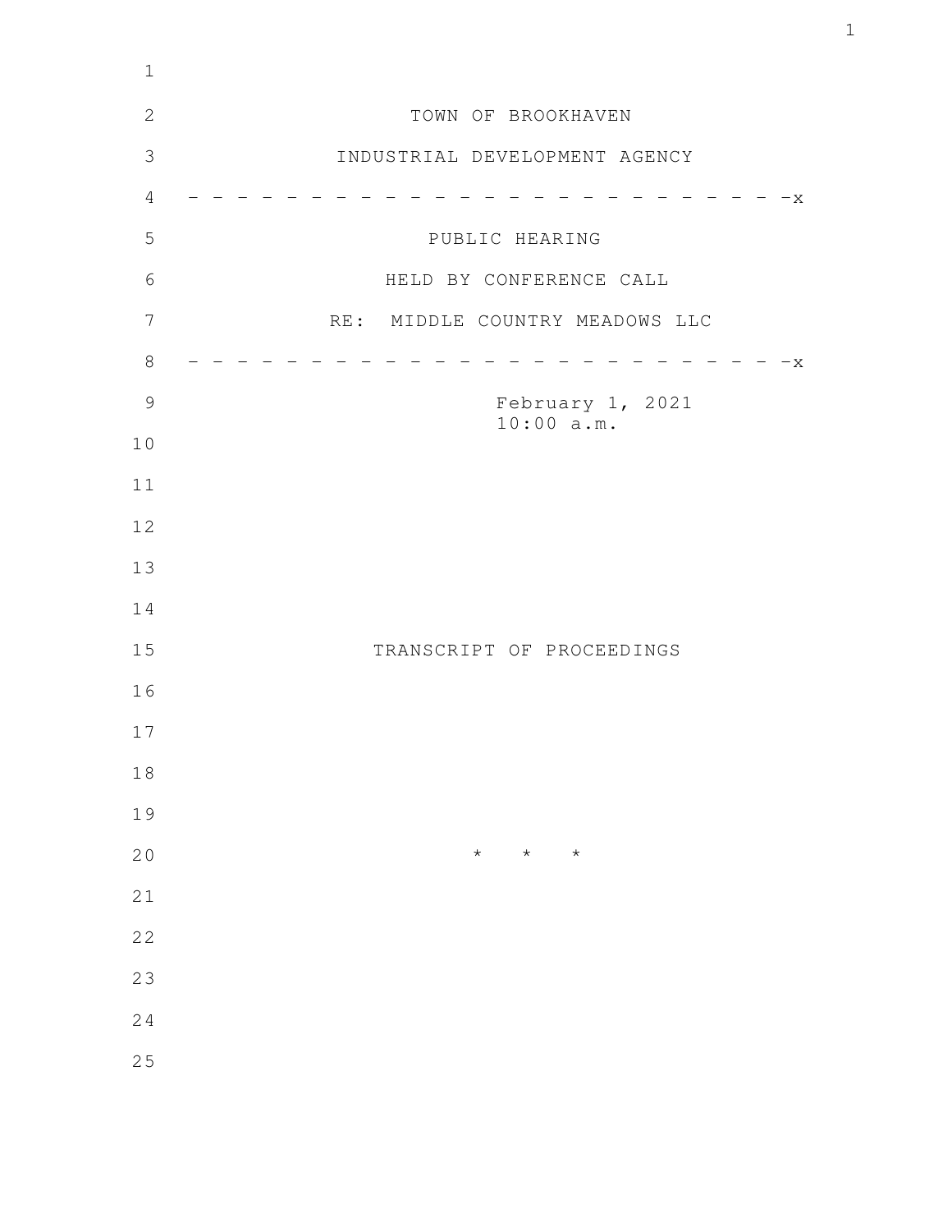TOWN OF BROOKHAVEN

INDUSTRIAL DEVELOPMENT AGENCY

- - - - - - - - - - - - - - - - - - - - - - - - - -x

PUBLIC HEARING

HELD BY CONFERENCE CALL

RE: MIDDLE COUNTRY MEADOWS LLC

- - - - - - - - - - - - - - - - - - - - - - - - - -x

February 1, 2021
10:00 a.m.

TRANSCRIPT OF PROCEEDINGS

\* \* \*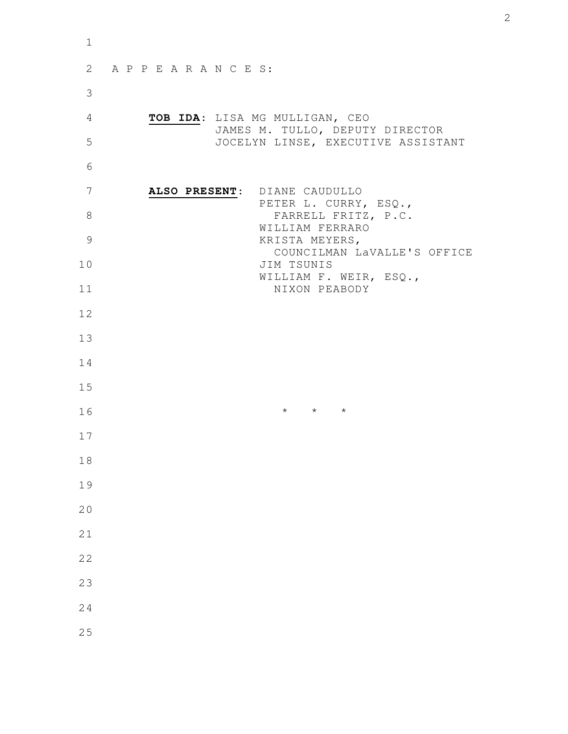A P P E A R A N C E S:

**TOB IDA**: LISA MG MULLIGAN, CEO
JAMES M. TULLO, DEPUTY DIRECTOR
JOCELYN LINSE, EXECUTIVE ASSISTANT

**ALSO PRESENT**: DIANE CAUDULLO
PETER L. CURRY, ESQ.,
FARRELL FRITZ, P.C.
WILLIAM FERRARO
KRISTA MEYERS,
COUNCILMAN LaVALLE'S OFFICE
JIM TSUNIS
WILLIAM F. WEIR, ESQ.,
NIXON PEABODY

\* \* \*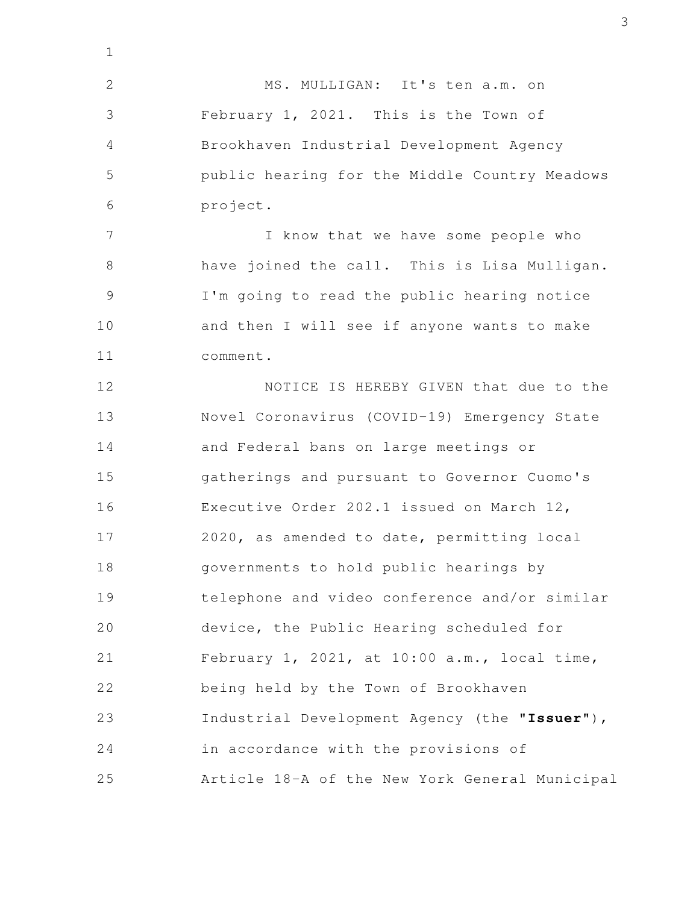MS. MULLIGAN: It's ten a.m. on February 1, 2021. This is the Town of Brookhaven Industrial Development Agency public hearing for the Middle Country Meadows project.

I know that we have some people who have joined the call. This is Lisa Mulligan. I'm going to read the public hearing notice and then I will see if anyone wants to make comment.

NOTICE IS HEREBY GIVEN that due to the Novel Coronavirus (COVID-19) Emergency State and Federal bans on large meetings or gatherings and pursuant to Governor Cuomo's Executive Order 202.1 issued on March 12, 2020, as amended to date, permitting local governments to hold public hearings by telephone and video conference and/or similar device, the Public Hearing scheduled for February 1, 2021, at 10:00 a.m., local time, being held by the Town of Brookhaven Industrial Development Agency (the "**Issuer**"), in accordance with the provisions of Article 18-A of the New York General Municipal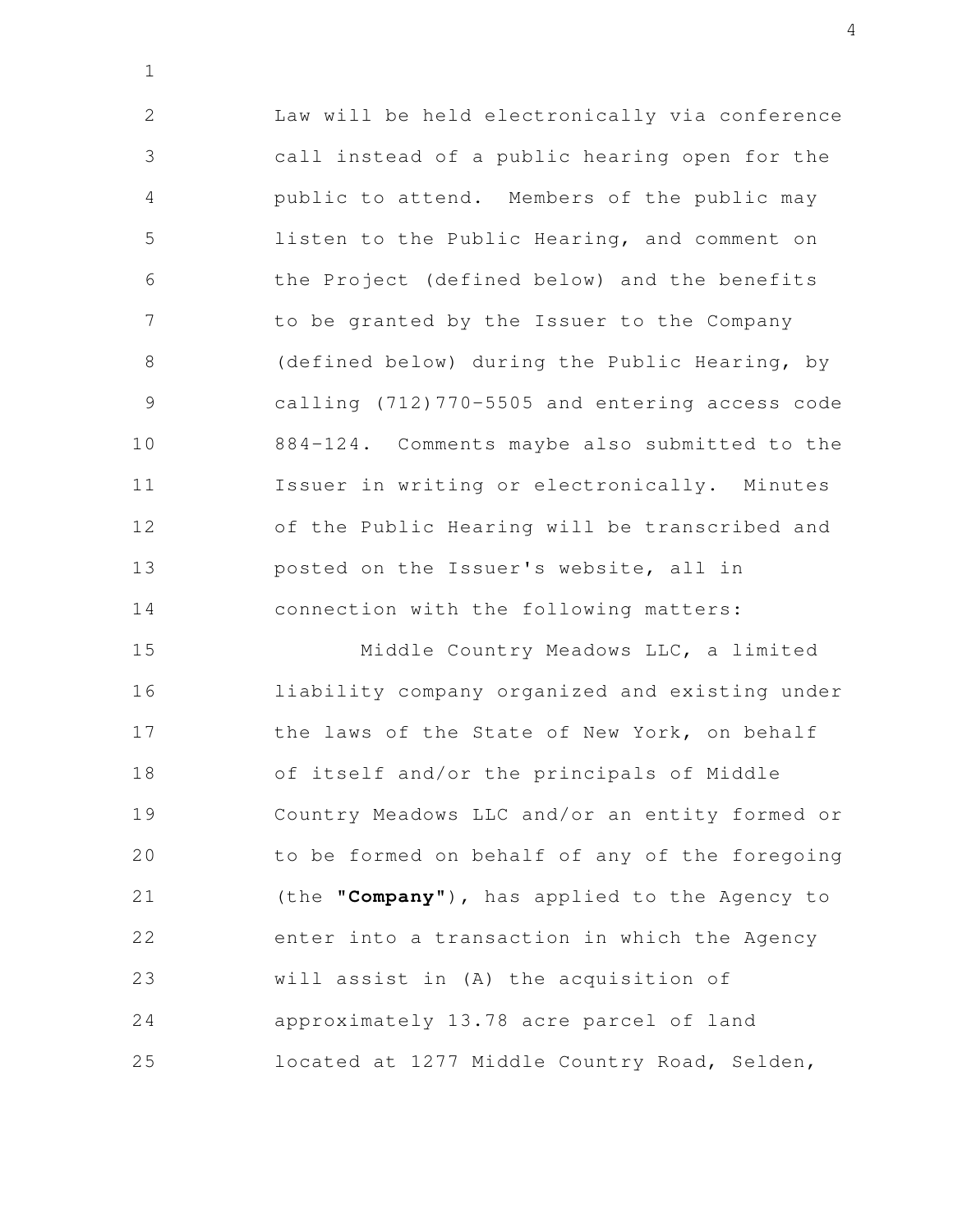Law will be held electronically via conference call instead of a public hearing open for the public to attend. Members of the public may listen to the Public Hearing, and comment on the Project (defined below) and the benefits to be granted by the Issuer to the Company (defined below) during the Public Hearing, by calling (712)770-5505 and entering access code 884-124. Comments maybe also submitted to the Issuer in writing or electronically. Minutes of the Public Hearing will be transcribed and posted on the Issuer's website, all in connection with the following matters:

Middle Country Meadows LLC, a limited liability company organized and existing under the laws of the State of New York, on behalf of itself and/or the principals of Middle Country Meadows LLC and/or an entity formed or to be formed on behalf of any of the foregoing (the **"Company"**), has applied to the Agency to enter into a transaction in which the Agency will assist in (A) the acquisition of approximately 13.78 acre parcel of land located at 1277 Middle Country Road, Selden,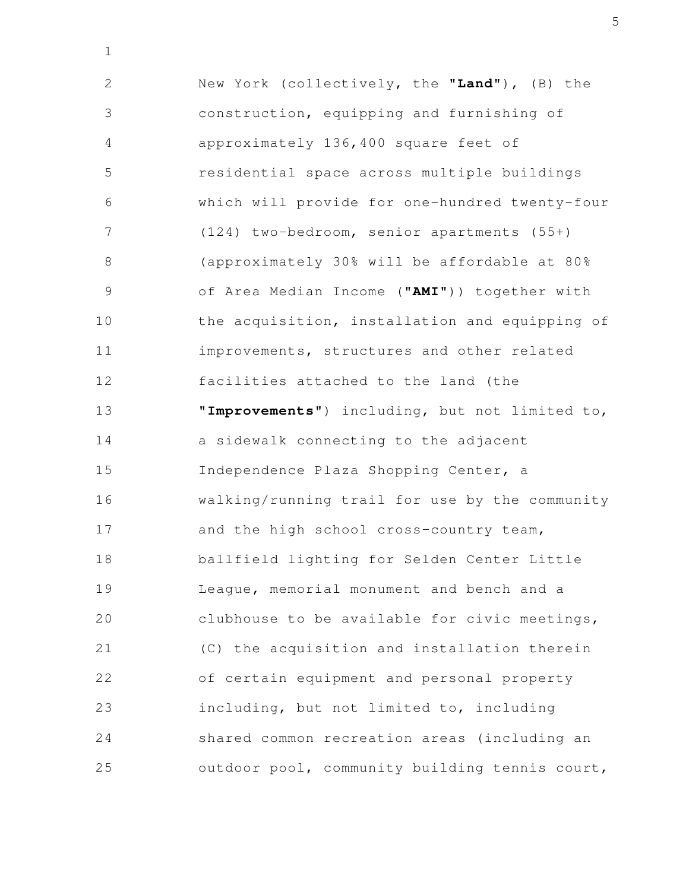New York (collectively, the **"Land"**), (B) the construction, equipping and furnishing of approximately 136,400 square feet of residential space across multiple buildings which will provide for one-hundred twenty-four (124) two-bedroom, senior apartments (55+) (approximately 30% will be affordable at 80% of Area Median Income (**"AMI"**)) together with the acquisition, installation and equipping of improvements, structures and other related facilities attached to the land (the **"Improvements"**) including, but not limited to, a sidewalk connecting to the adjacent Independence Plaza Shopping Center, a walking/running trail for use by the community and the high school cross-country team, ballfield lighting for Selden Center Little League, memorial monument and bench and a clubhouse to be available for civic meetings, (C) the acquisition and installation therein of certain equipment and personal property including, but not limited to, including shared common recreation areas (including an outdoor pool, community building tennis court,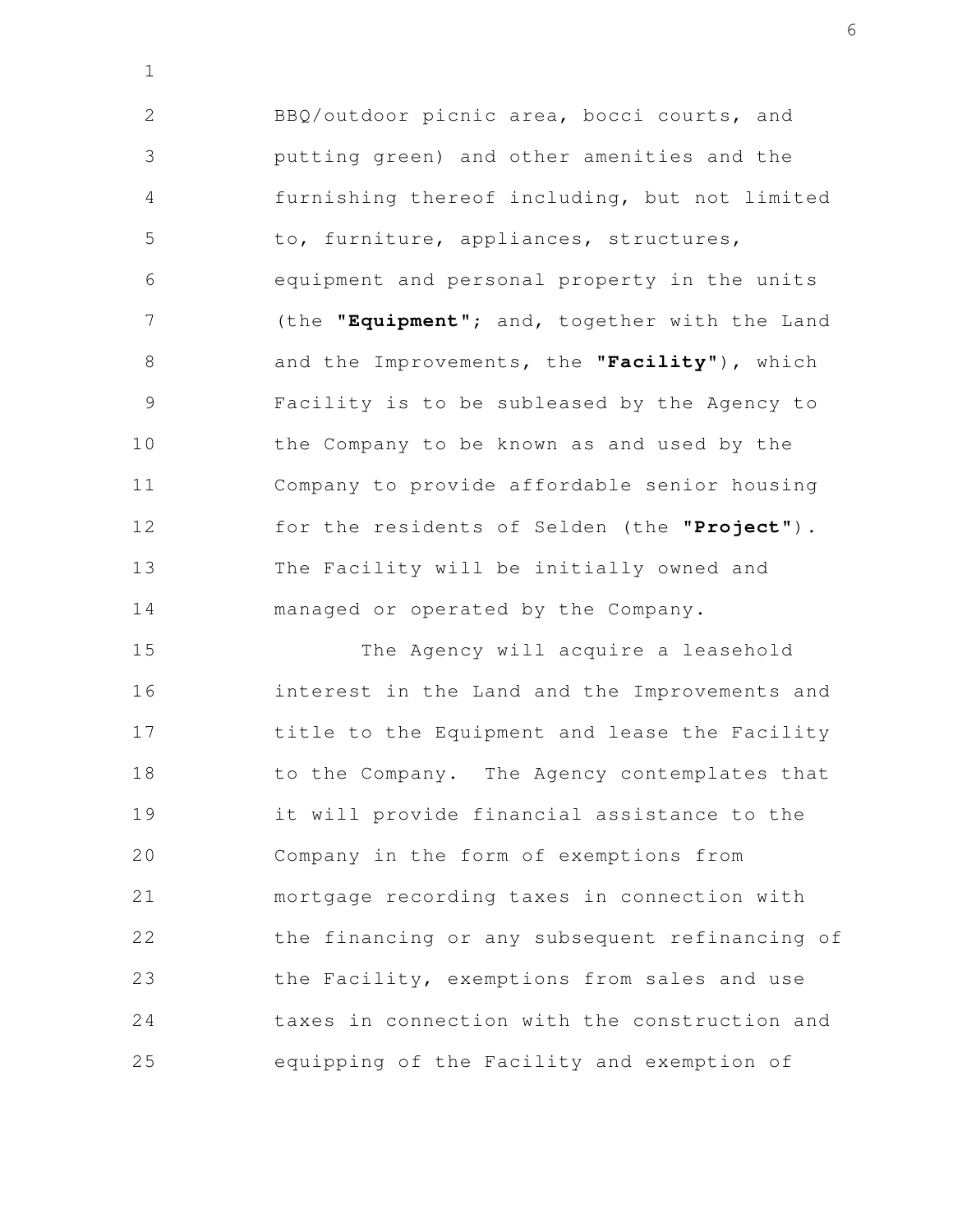BBQ/outdoor picnic area, bocci courts, and putting green) and other amenities and the furnishing thereof including, but not limited to, furniture, appliances, structures, equipment and personal property in the units (the **"Equipment"**; and, together with the Land and the Improvements, the **"Facility"**), which Facility is to be subleased by the Agency to the Company to be known as and used by the Company to provide affordable senior housing for the residents of Selden (the **"Project"**). The Facility will be initially owned and managed or operated by the Company.

The Agency will acquire a leasehold interest in the Land and the Improvements and title to the Equipment and lease the Facility to the Company. The Agency contemplates that it will provide financial assistance to the Company in the form of exemptions from mortgage recording taxes in connection with the financing or any subsequent refinancing of the Facility, exemptions from sales and use taxes in connection with the construction and equipping of the Facility and exemption of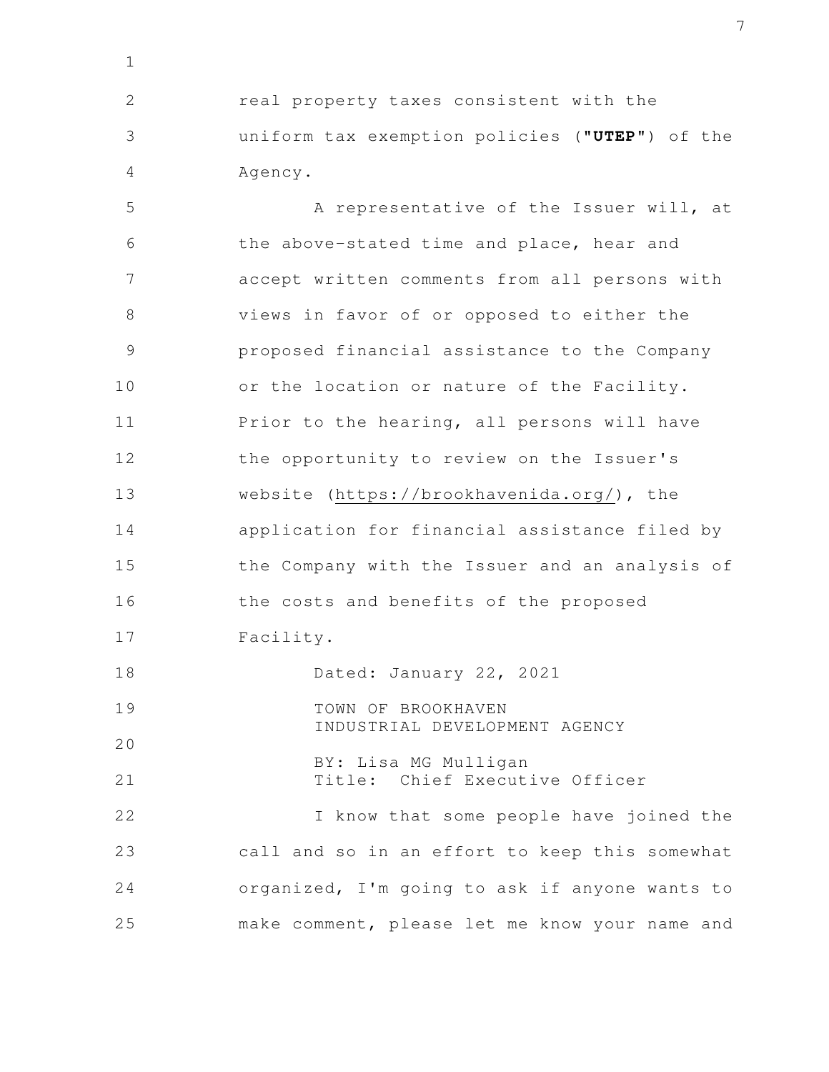real property taxes consistent with the uniform tax exemption policies (**"UTEP"**) of the Agency.

A representative of the Issuer will, at the above-stated time and place, hear and accept written comments from all persons with views in favor of or opposed to either the proposed financial assistance to the Company or the location or nature of the Facility. Prior to the hearing, all persons will have the opportunity to review on the Issuer's website (https://brookhavenida.org/), the application for financial assistance filed by the Company with the Issuer and an analysis of the costs and benefits of the proposed Facility.

Dated: January 22, 2021

TOWN OF BROOKHAVEN
INDUSTRIAL DEVELOPMENT AGENCY

BY: Lisa MG Mulligan
Title: Chief Executive Officer

I know that some people have joined the call and so in an effort to keep this somewhat organized, I'm going to ask if anyone wants to make comment, please let me know your name and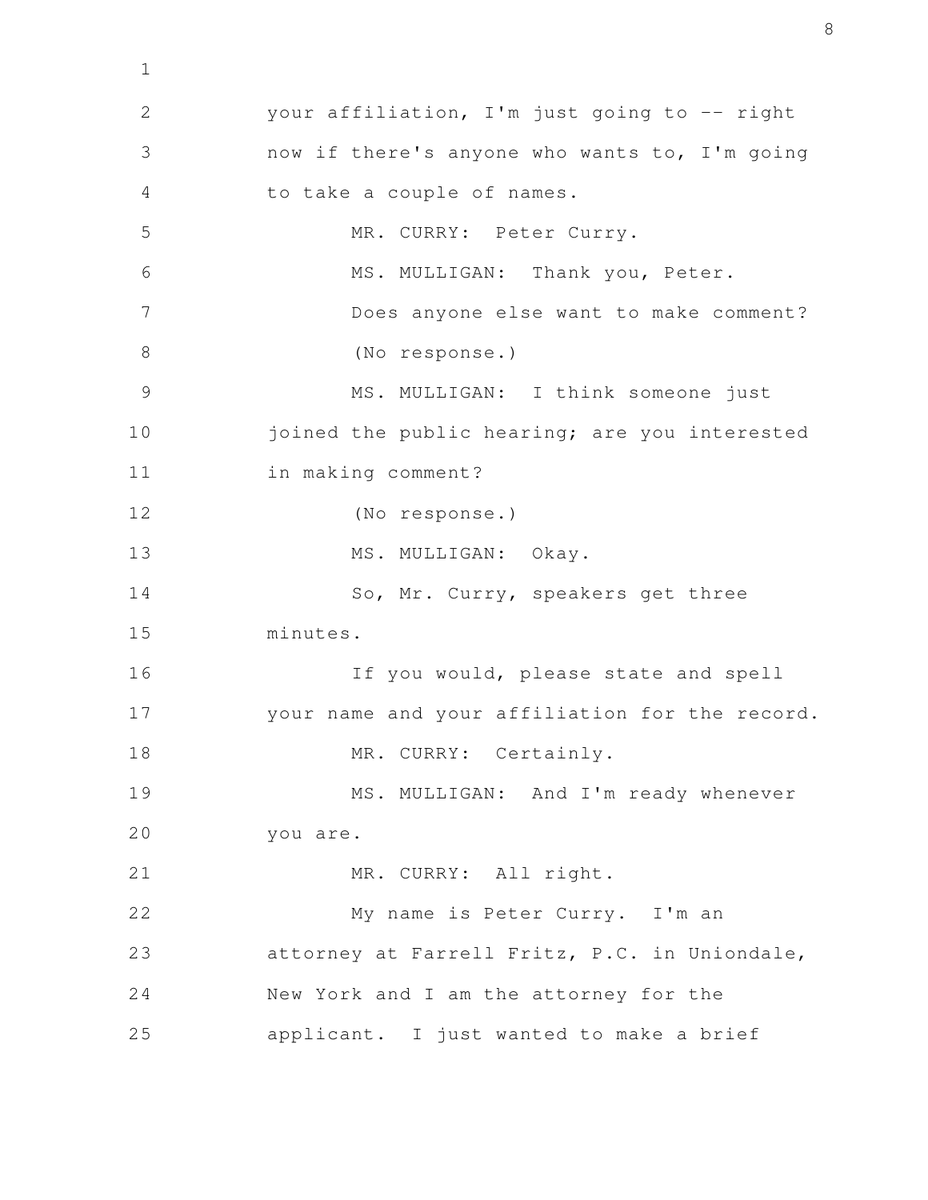your affiliation, I'm just going to -- right now if there's anyone who wants to, I'm going to take a couple of names.

MR. CURRY: Peter Curry.

MS. MULLIGAN: Thank you, Peter.

Does anyone else want to make comment?

(No response.)

MS. MULLIGAN: I think someone just joined the public hearing; are you interested in making comment?

(No response.)

MS. MULLIGAN: Okay.

So, Mr. Curry, speakers get three minutes.

If you would, please state and spell your name and your affiliation for the record.

MR. CURRY: Certainly.

MS. MULLIGAN: And I'm ready whenever you are.

MR. CURRY: All right.

My name is Peter Curry. I'm an attorney at Farrell Fritz, P.C. in Uniondale, New York and I am the attorney for the applicant. I just wanted to make a brief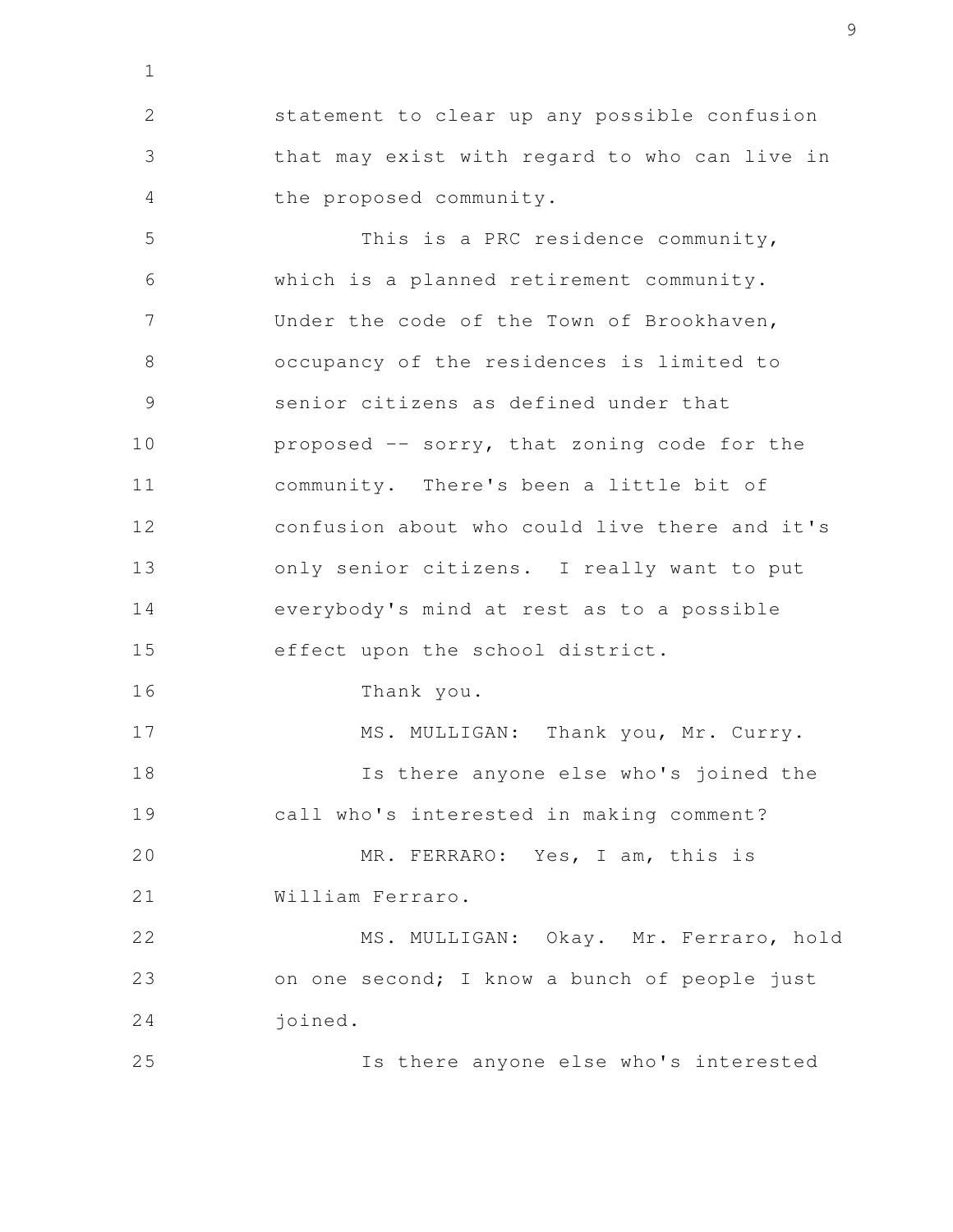statement to clear up any possible confusion that may exist with regard to who can live in the proposed community.

This is a PRC residence community, which is a planned retirement community. Under the code of the Town of Brookhaven, occupancy of the residences is limited to senior citizens as defined under that proposed -- sorry, that zoning code for the community. There's been a little bit of confusion about who could live there and it's only senior citizens. I really want to put everybody's mind at rest as to a possible effect upon the school district.

Thank you.

MS. MULLIGAN: Thank you, Mr. Curry.

Is there anyone else who's joined the call who's interested in making comment?

MR. FERRARO: Yes, I am, this is William Ferraro.

MS. MULLIGAN: Okay. Mr. Ferraro, hold on one second; I know a bunch of people just joined.

Is there anyone else who's interested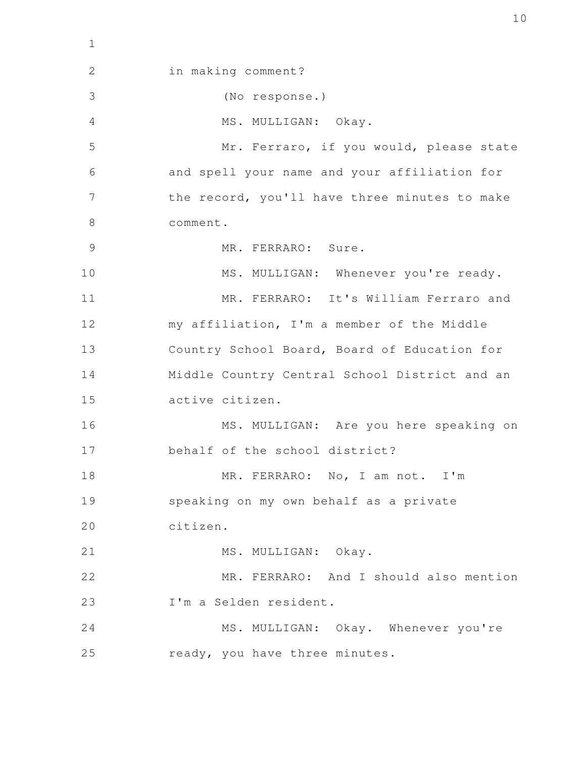in making comment?

(No response.)

MS. MULLIGAN: Okay.

Mr. Ferraro, if you would, please state and spell your name and your affiliation for the record, you'll have three minutes to make comment.

MR. FERRARO: Sure.

MS. MULLIGAN: Whenever you're ready.

MR. FERRARO: It's William Ferraro and my affiliation, I'm a member of the Middle Country School Board, Board of Education for Middle Country Central School District and an active citizen.

MS. MULLIGAN: Are you here speaking on behalf of the school district?

MR. FERRARO: No, I am not. I'm speaking on my own behalf as a private citizen.

MS. MULLIGAN: Okay.

MR. FERRARO: And I should also mention I'm a Selden resident.

MS. MULLIGAN: Okay. Whenever you're ready, you have three minutes.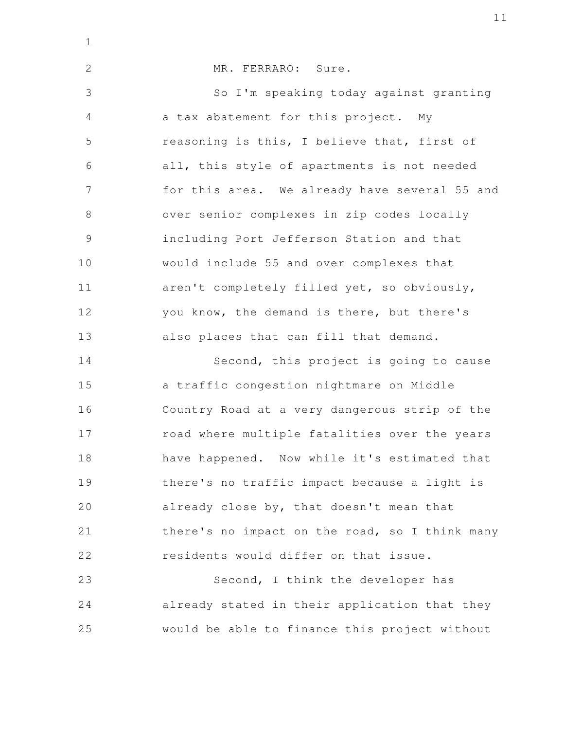MR. FERRARO: Sure.

So I'm speaking today against granting a tax abatement for this project. My reasoning is this, I believe that, first of all, this style of apartments is not needed for this area. We already have several 55 and over senior complexes in zip codes locally including Port Jefferson Station and that would include 55 and over complexes that aren't completely filled yet, so obviously, you know, the demand is there, but there's also places that can fill that demand.

Second, this project is going to cause a traffic congestion nightmare on Middle Country Road at a very dangerous strip of the road where multiple fatalities over the years have happened. Now while it's estimated that there's no traffic impact because a light is already close by, that doesn't mean that there's no impact on the road, so I think many residents would differ on that issue.

Second, I think the developer has already stated in their application that they would be able to finance this project without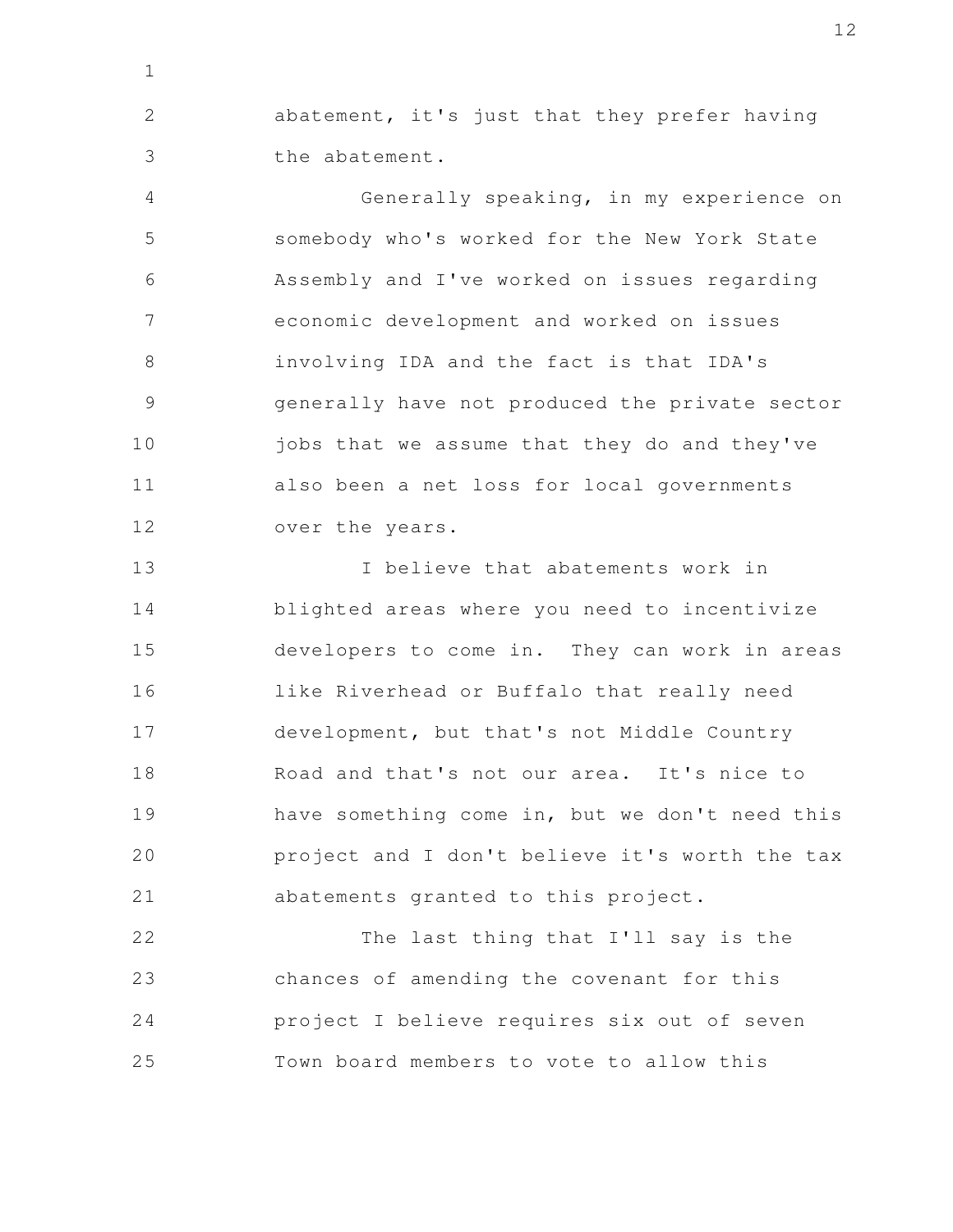abatement, it's just that they prefer having the abatement.

Generally speaking, in my experience on somebody who's worked for the New York State Assembly and I've worked on issues regarding economic development and worked on issues involving IDA and the fact is that IDA's generally have not produced the private sector jobs that we assume that they do and they've also been a net loss for local governments over the years.

I believe that abatements work in blighted areas where you need to incentivize developers to come in. They can work in areas like Riverhead or Buffalo that really need development, but that's not Middle Country Road and that's not our area. It's nice to have something come in, but we don't need this project and I don't believe it's worth the tax abatements granted to this project.

The last thing that I'll say is the chances of amending the covenant for this project I believe requires six out of seven Town board members to vote to allow this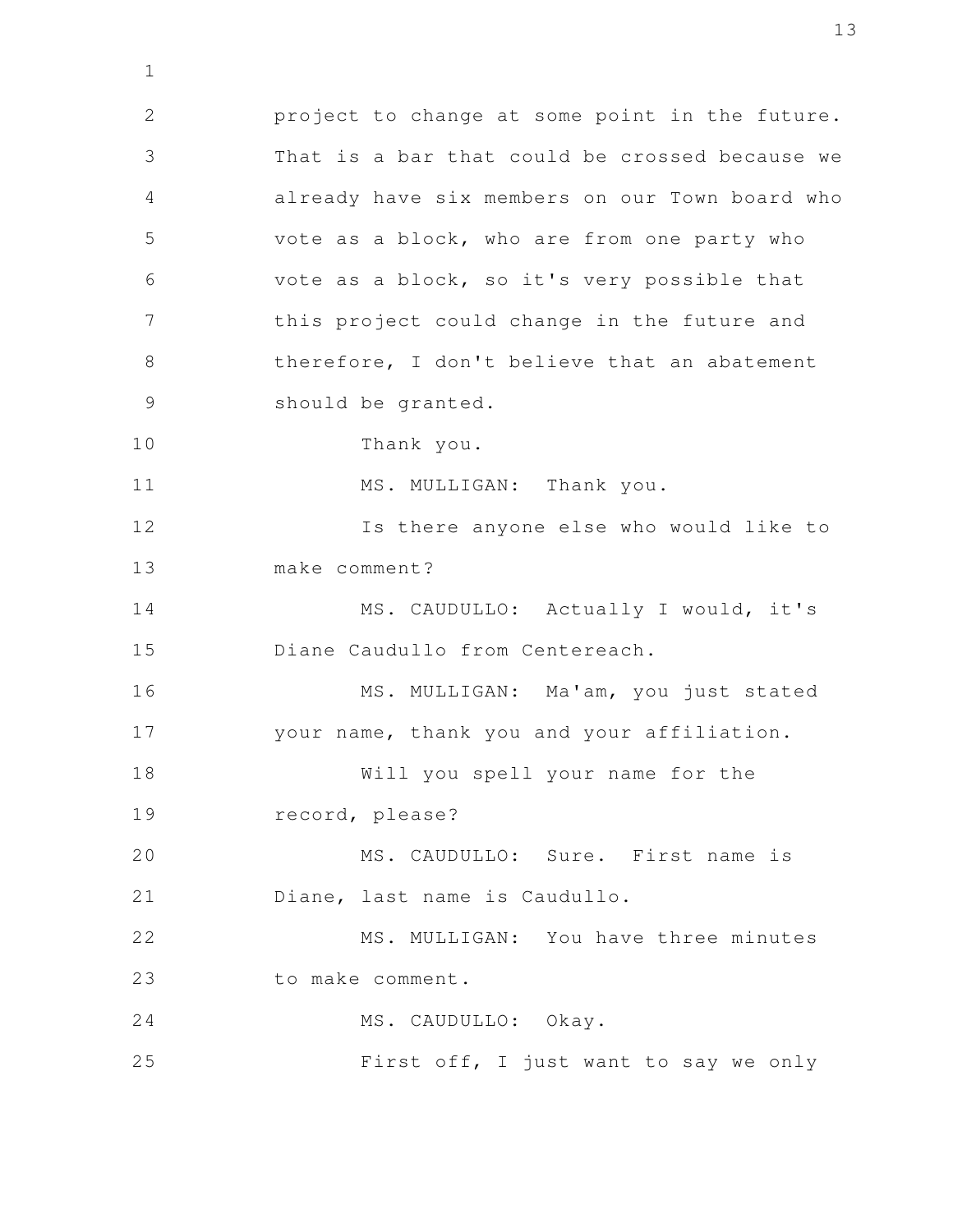project to change at some point in the future. That is a bar that could be crossed because we already have six members on our Town board who vote as a block, who are from one party who vote as a block, so it's very possible that this project could change in the future and therefore, I don't believe that an abatement should be granted.

Thank you.

MS. MULLIGAN: Thank you.

Is there anyone else who would like to make comment?

MS. CAUDULLO: Actually I would, it's Diane Caudullo from Centereach.

MS. MULLIGAN: Ma'am, you just stated your name, thank you and your affiliation.

Will you spell your name for the record, please?

MS. CAUDULLO: Sure. First name is Diane, last name is Caudullo.

MS. MULLIGAN: You have three minutes to make comment.

MS. CAUDULLO: Okay.

First off, I just want to say we only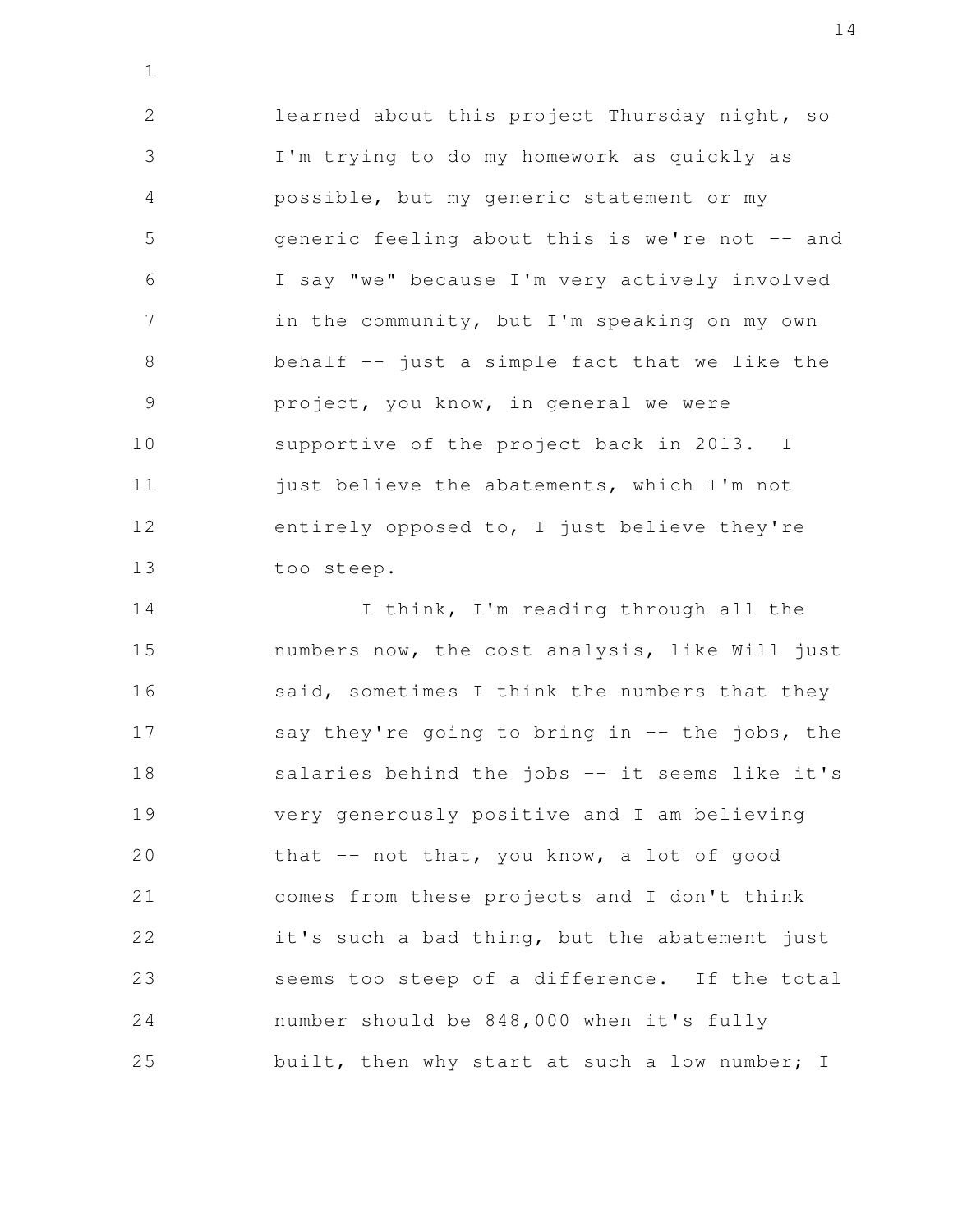learned about this project Thursday night, so I'm trying to do my homework as quickly as possible, but my generic statement or my generic feeling about this is we're not -- and I say "we" because I'm very actively involved in the community, but I'm speaking on my own behalf -- just a simple fact that we like the project, you know, in general we were supportive of the project back in 2013. I just believe the abatements, which I'm not entirely opposed to, I just believe they're too steep.

I think, I'm reading through all the numbers now, the cost analysis, like Will just said, sometimes I think the numbers that they say they're going to bring in -- the jobs, the salaries behind the jobs -- it seems like it's very generously positive and I am believing that -- not that, you know, a lot of good comes from these projects and I don't think it's such a bad thing, but the abatement just seems too steep of a difference. If the total number should be 848,000 when it's fully built, then why start at such a low number; I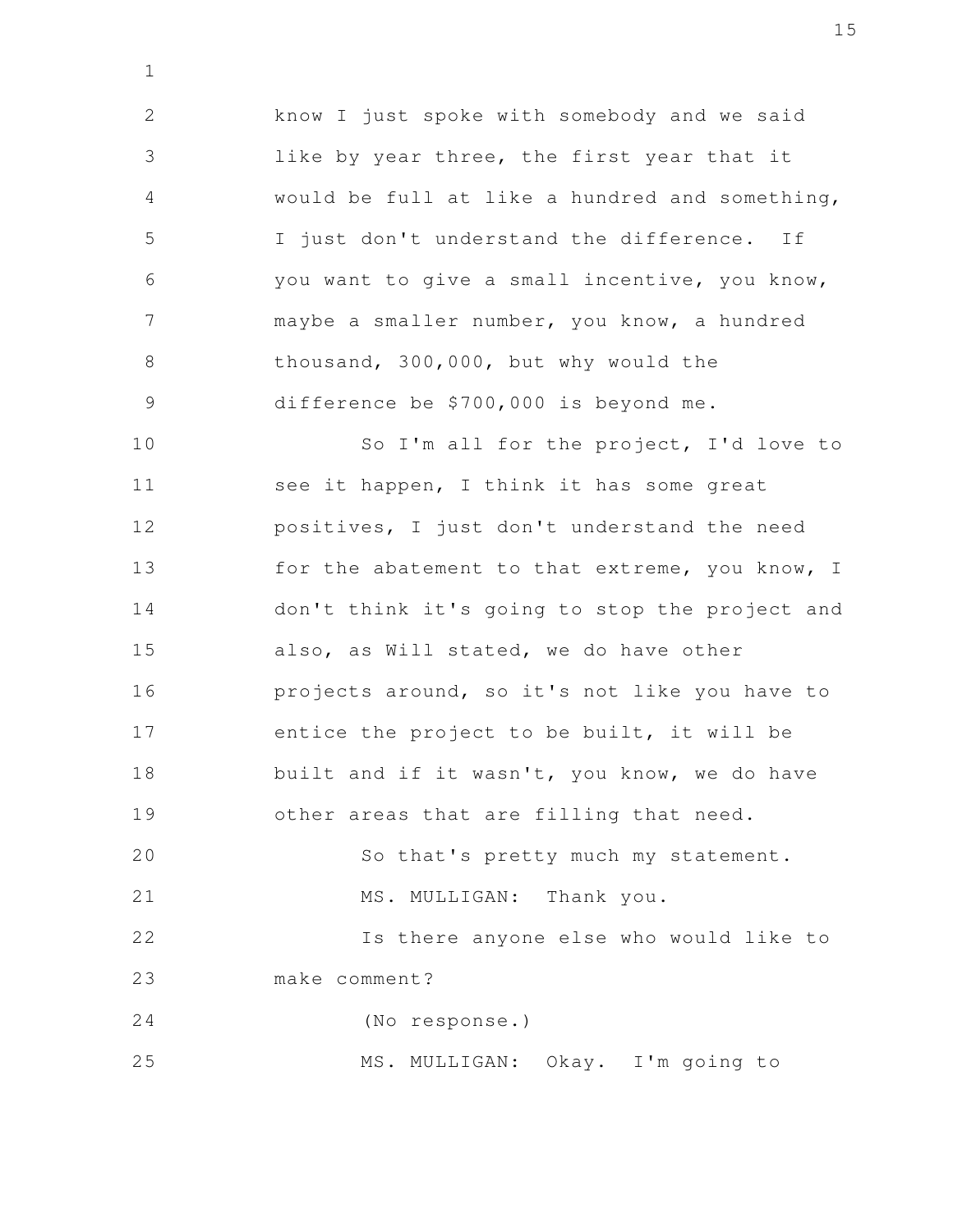know I just spoke with somebody and we said like by year three, the first year that it would be full at like a hundred and something, I just don't understand the difference. If you want to give a small incentive, you know, maybe a smaller number, you know, a hundred thousand, 300,000, but why would the difference be $700,000 is beyond me.

So I'm all for the project, I'd love to see it happen, I think it has some great positives, I just don't understand the need for the abatement to that extreme, you know, I don't think it's going to stop the project and also, as Will stated, we do have other projects around, so it's not like you have to entice the project to be built, it will be built and if it wasn't, you know, we do have other areas that are filling that need.

So that's pretty much my statement.

MS. MULLIGAN: Thank you.

Is there anyone else who would like to make comment?

(No response.)

MS. MULLIGAN: Okay. I'm going to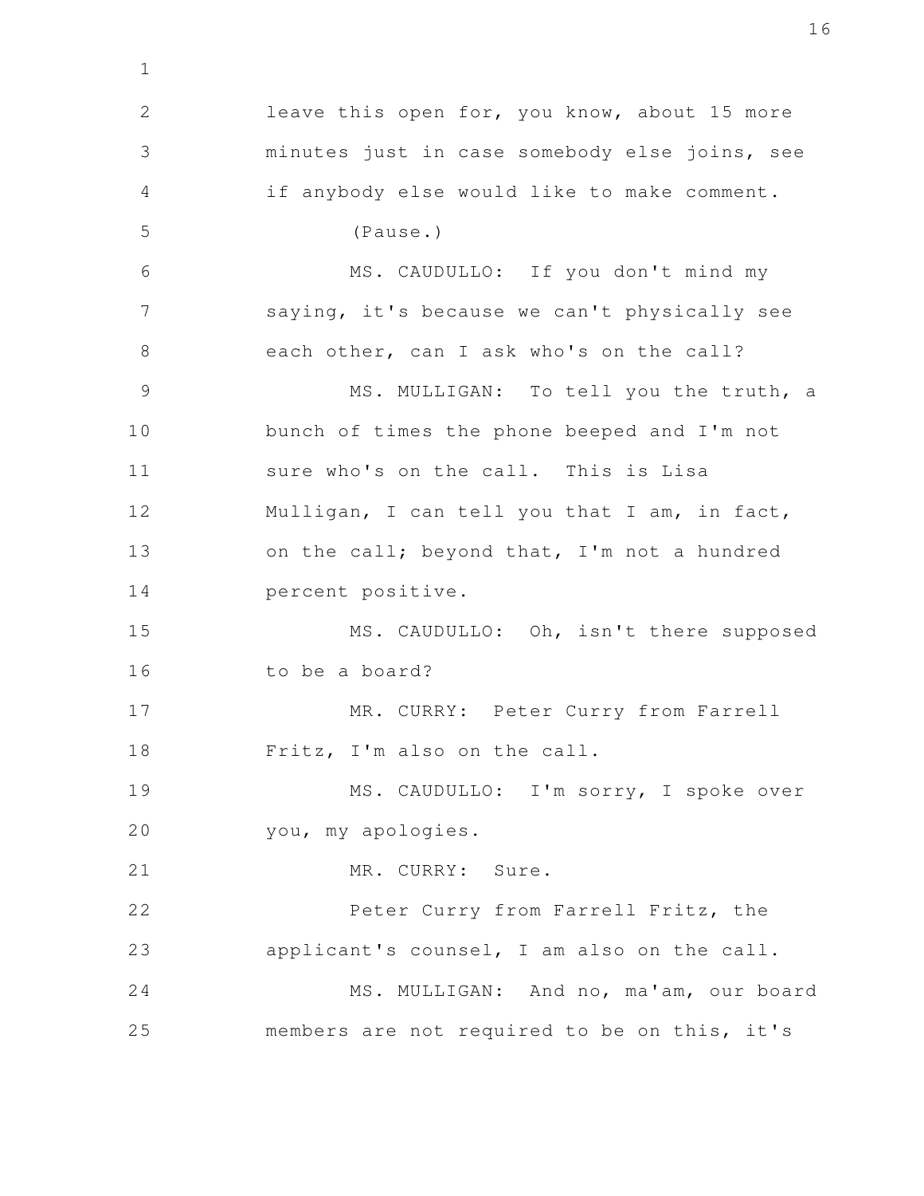leave this open for, you know, about 15 more minutes just in case somebody else joins, see if anybody else would like to make comment.

(Pause.)

MS. CAUDULLO: If you don't mind my saying, it's because we can't physically see each other, can I ask who's on the call?

MS. MULLIGAN: To tell you the truth, a bunch of times the phone beeped and I'm not sure who's on the call. This is Lisa Mulligan, I can tell you that I am, in fact, on the call; beyond that, I'm not a hundred percent positive.

MS. CAUDULLO: Oh, isn't there supposed to be a board?

MR. CURRY: Peter Curry from Farrell Fritz, I'm also on the call.

MS. CAUDULLO: I'm sorry, I spoke over you, my apologies.

MR. CURRY: Sure.

Peter Curry from Farrell Fritz, the applicant's counsel, I am also on the call.

MS. MULLIGAN: And no, ma'am, our board members are not required to be on this, it's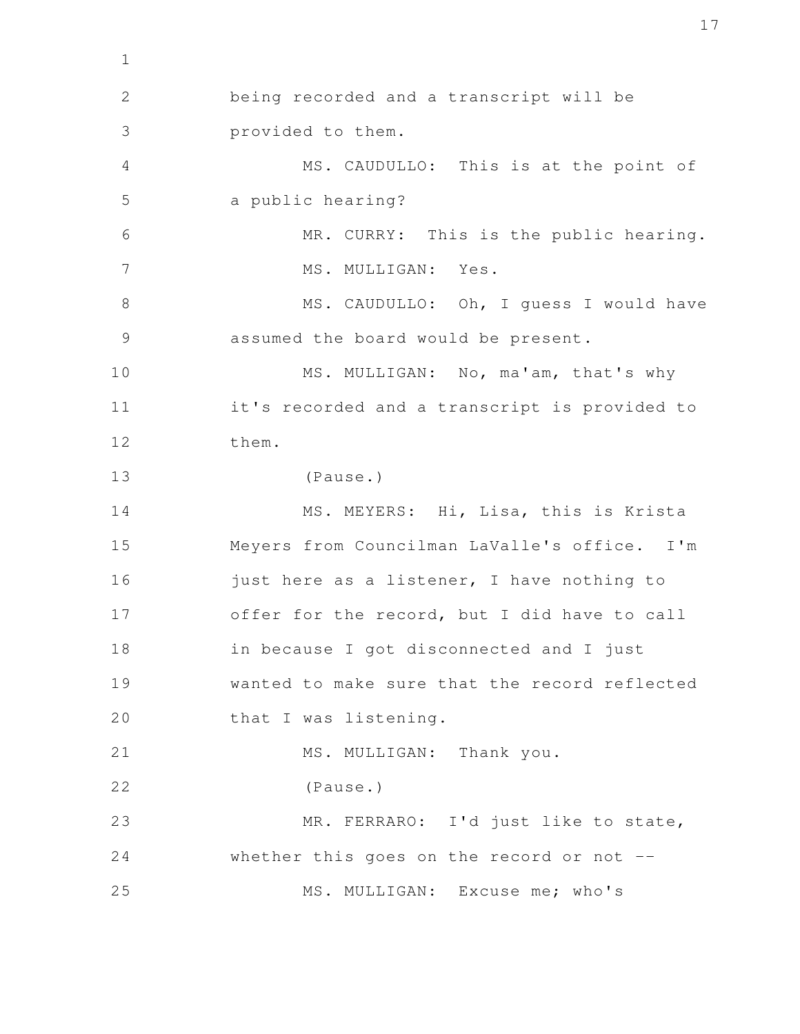being recorded and a transcript will be provided to them.

MS. CAUDULLO: This is at the point of a public hearing?

MR. CURRY: This is the public hearing.

MS. MULLIGAN: Yes.

MS. CAUDULLO: Oh, I guess I would have assumed the board would be present.

MS. MULLIGAN: No, ma'am, that's why it's recorded and a transcript is provided to them.

(Pause.)

MS. MEYERS: Hi, Lisa, this is Krista Meyers from Councilman LaValle's office. I'm just here as a listener, I have nothing to offer for the record, but I did have to call in because I got disconnected and I just wanted to make sure that the record reflected that I was listening.

MS. MULLIGAN: Thank you.

(Pause.)

MR. FERRARO: I'd just like to state, whether this goes on the record or not --

MS. MULLIGAN: Excuse me; who's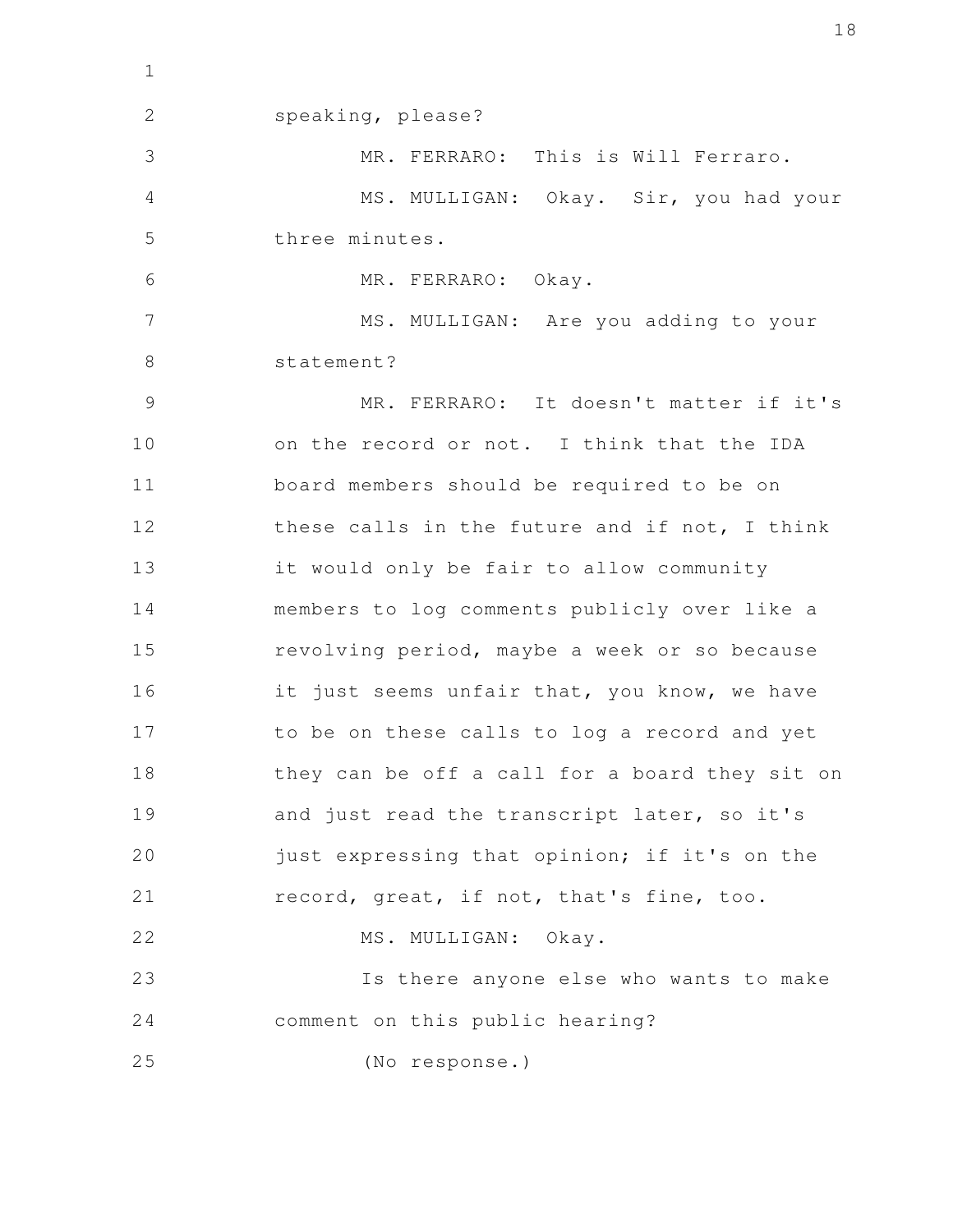speaking, please?

MR. FERRARO: This is Will Ferraro.

MS. MULLIGAN: Okay. Sir, you had your three minutes.

MR. FERRARO: Okay.

MS. MULLIGAN: Are you adding to your statement?

MR. FERRARO: It doesn't matter if it's on the record or not. I think that the IDA board members should be required to be on these calls in the future and if not, I think it would only be fair to allow community members to log comments publicly over like a revolving period, maybe a week or so because it just seems unfair that, you know, we have to be on these calls to log a record and yet they can be off a call for a board they sit on and just read the transcript later, so it's just expressing that opinion; if it's on the record, great, if not, that's fine, too.

MS. MULLIGAN: Okay.

Is there anyone else who wants to make comment on this public hearing?

(No response.)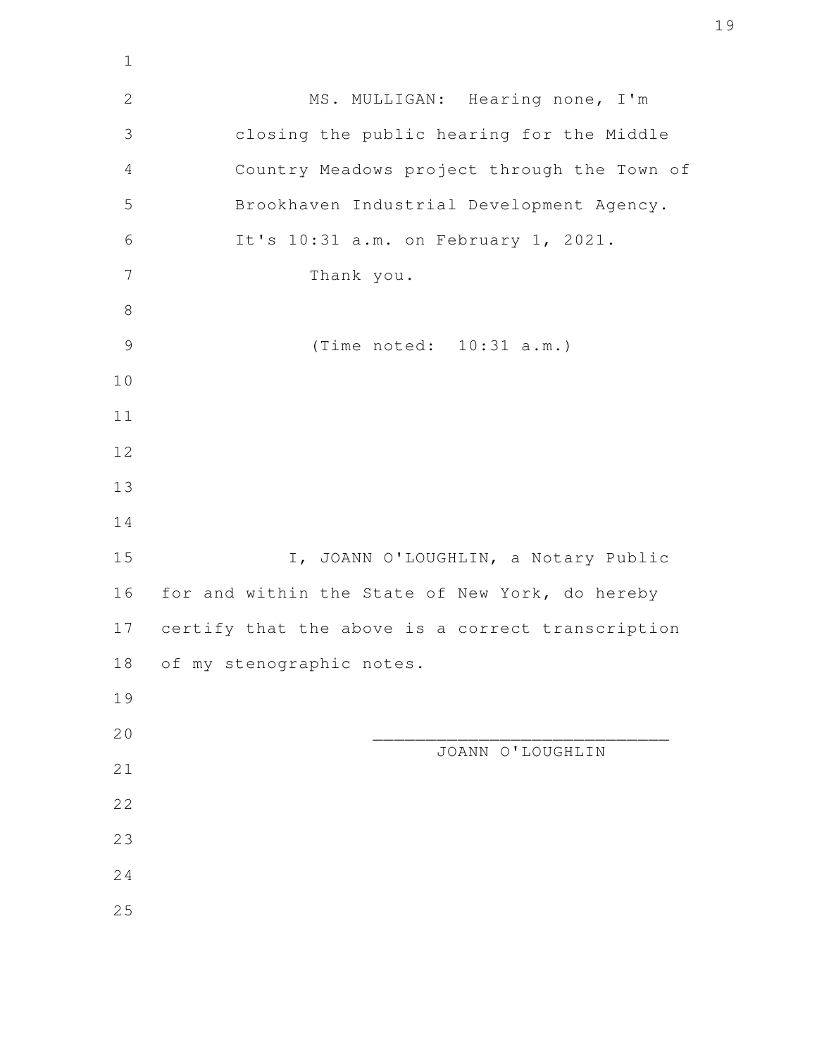MS. MULLIGAN: Hearing none, I'm closing the public hearing for the Middle Country Meadows project through the Town of Brookhaven Industrial Development Agency. It's 10:31 a.m. on February 1, 2021.

Thank you.

(Time noted: 10:31 a.m.)

I, JOANN O'LOUGHLIN, a Notary Public for and within the State of New York, do hereby certify that the above is a correct transcription of my stenographic notes.

______________________________
JOANN O'LOUGHLIN